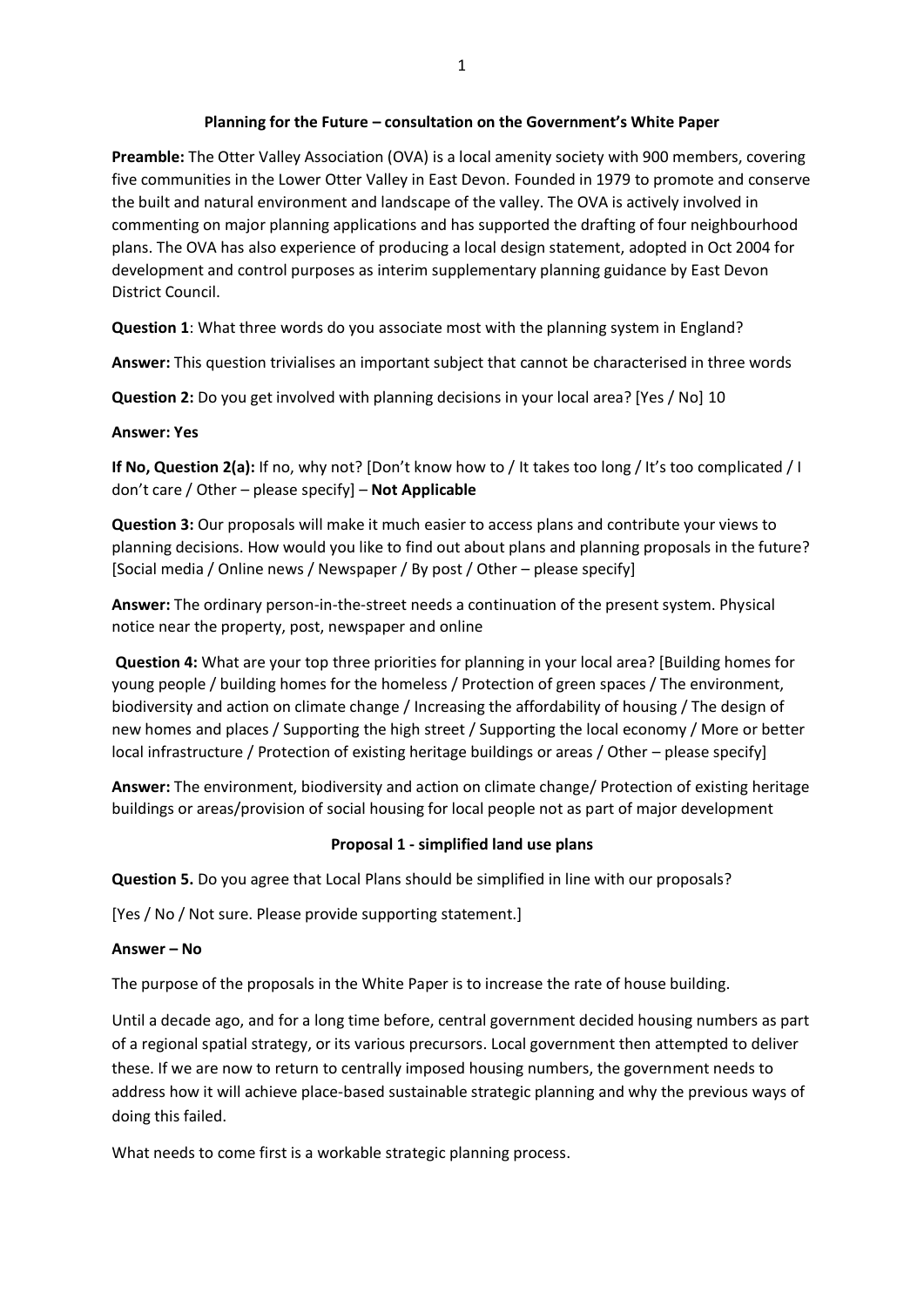# Planning for the Future – consultation on the Government's White Paper

**Preamble:** The Otter Valley Association (OVA) is a local amenity society with 900 members, covering five communities in the Lower Otter Valley in East Devon. Founded in 1979 to promote and conserve the built and natural environment and landscape of the valley. The OVA is actively involved in commenting on major planning applications and has supported the drafting of four neighbourhood plans. The OVA has also experience of producing a local design statement, adopted in Oct 2004 for development and control purposes as interim supplementary planning guidance by East Devon District Council.

**Question 1**: What three words do you associate most with the planning system in England?

**Answer:** This question trivialises an important subject that cannot be characterised in three words

**Question 2:** Do you get involved with planning decisions in your local area? [Yes / No] 10

**Answer: Yes**

**If No, Question 2(a):** If no, why not? [Don't know how to / It takes too long / It's too complicated / I don't care / Other – please specify] – **Not Applicable**

**Question 3:** Our proposals will make it much easier to access plans and contribute your views to planning decisions. How would you like to find out about plans and planning proposals in the future? [Social media / Online news / Newspaper / By post / Other – please specify]

**Answer:** The ordinary person-in-the-street needs a continuation of the present system. Physical notice near the property, post, newspaper and online

**Question 4:** What are your top three priorities for planning in your local area? [Building homes for young people / building homes for the homeless / Protection of green spaces / The environment, biodiversity and action on climate change / Increasing the affordability of housing / The design of new homes and places / Supporting the high street / Supporting the local economy / More or better local infrastructure / Protection of existing heritage buildings or areas / Other – please specify]

**Answer:** The environment, biodiversity and action on climate change/ Protection of existing heritage buildings or areas/provision of social housing for local people not as part of major development

## Proposal 1 - simplified land use plans

**Question 5.** Do you agree that Local Plans should be simplified in line with our proposals?

[Yes / No / Not sure. Please provide supporting statement.]

**Answer – No**

The purpose of the proposals in the White Paper is to increase the rate of house building.

Until a decade ago, and for a long time before, central government decided housing numbers as part of a regional spatial strategy, or its various precursors. Local government then attempted to deliver these. If we are now to return to centrally imposed housing numbers, the government needs to address how it will achieve place-based sustainable strategic planning and why the previous ways of doing this failed.

What needs to come first is a workable strategic planning process.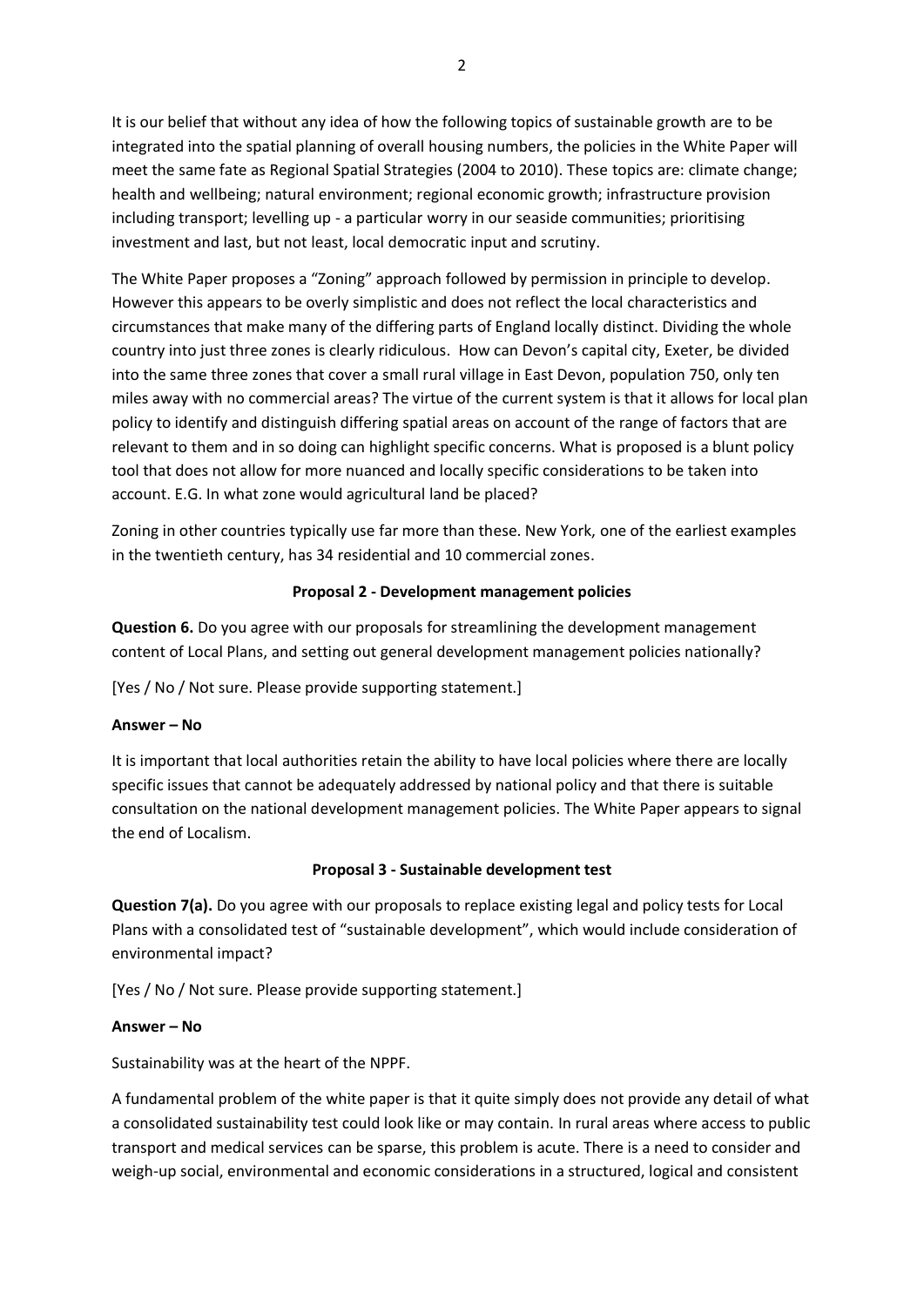It is our belief that without any idea of how the following topics of sustainable growth are to be integrated into the spatial planning of overall housing numbers, the policies in the White Paper will meet the same fate as Regional Spatial Strategies (2004 to 2010). These topics are: climate change; health and wellbeing; natural environment; regional economic growth; infrastructure provision including transport; levelling up - a particular worry in our seaside communities; prioritising investment and last, but not least, local democratic input and scrutiny.

The White Paper proposes a "Zoning" approach followed by permission in principle to develop. However this appears to be overly simplistic and does not reflect the local characteristics and circumstances that make many of the differing parts of England locally distinct. Dividing the whole country into just three zones is clearly ridiculous. How can Devon's capital city, Exeter, be divided into the same three zones that cover a small rural village in East Devon, population 750, only ten miles away with no commercial areas? The virtue of the current system is that it allows for local plan policy to identify and distinguish differing spatial areas on account of the range of factors that are relevant to them and in so doing can highlight specific concerns. What is proposed is a blunt policy tool that does not allow for more nuanced and locally specific considerations to be taken into account. E.G. In what zone would agricultural land be placed?

Zoning in other countries typically use far more than these. New York, one of the earliest examples in the twentieth century, has 34 residential and 10 commercial zones.

**Proposal 2 - Development management policies**

**Question 6.** Do you agree with our proposals for streamlining the development management content of Local Plans, and setting out general development management policies nationally?

[Yes / No / Not sure. Please provide supporting statement.]

**Answer – No**

It is important that local authorities retain the ability to have local policies where there are locally specific issues that cannot be adequately addressed by national policy and that there is suitable consultation on the national development management policies. The White Paper appears to signal the end of Localism.

**Proposal 3 - Sustainable development test**

**Question 7(a).** Do you agree with our proposals to replace existing legal and policy tests for Local Plans with a consolidated test of "sustainable development", which would include consideration of environmental impact?

[Yes / No / Not sure. Please provide supporting statement.]

**Answer – No**

Sustainability was at the heart of the NPPF.

A fundamental problem of the white paper is that it quite simply does not provide any detail of what a consolidated sustainability test could look like or may contain. In rural areas where access to public transport and medical services can be sparse, this problem is acute. There is a need to consider and weigh-up social, environmental and economic considerations in a structured, logical and consistent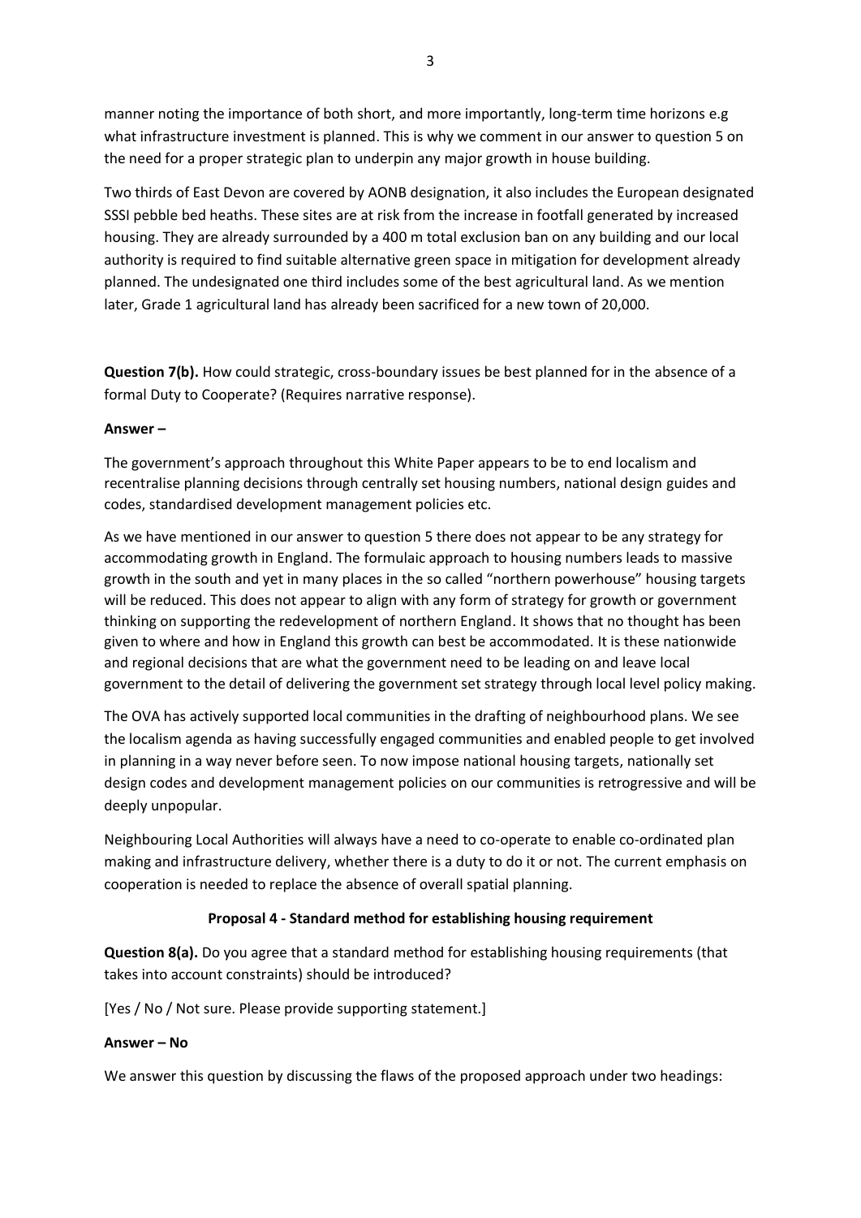manner noting the importance of both short, and more importantly, long-term time horizons e.g what infrastructure investment is planned. This is why we comment in our answer to question 5 on the need for a proper strategic plan to underpin any major growth in house building.

Two thirds of East Devon are covered by AONB designation, it also includes the European designated SSSI pebble bed heaths. These sites are at risk from the increase in footfall generated by increased housing. They are already surrounded by a 400 m total exclusion ban on any building and our local authority is required to find suitable alternative green space in mitigation for development already planned. The undesignated one third includes some of the best agricultural land. As we mention later, Grade 1 agricultural land has already been sacrificed for a new town of 20,000.

**Question 7(b).** How could strategic, cross-boundary issues be best planned for in the absence of a formal Duty to Cooperate? (Requires narrative response).

**Answer –**

The government's approach throughout this White Paper appears to be to end localism and recentralise planning decisions through centrally set housing numbers, national design guides and codes, standardised development management policies etc.

As we have mentioned in our answer to question 5 there does not appear to be any strategy for accommodating growth in England. The formulaic approach to housing numbers leads to massive growth in the south and yet in many places in the so called "northern powerhouse" housing targets will be reduced. This does not appear to align with any form of strategy for growth or government thinking on supporting the redevelopment of northern England. It shows that no thought has been given to where and how in England this growth can best be accommodated. It is these nationwide and regional decisions that are what the government need to be leading on and leave local government to the detail of delivering the government set strategy through local level policy making.

The OVA has actively supported local communities in the drafting of neighbourhood plans. We see the localism agenda as having successfully engaged communities and enabled people to get involved in planning in a way never before seen. To now impose national housing targets, nationally set design codes and development management policies on our communities is retrogressive and will be deeply unpopular.

Neighbouring Local Authorities will always have a need to co-operate to enable co-ordinated plan making and infrastructure delivery, whether there is a duty to do it or not. The current emphasis on cooperation is needed to replace the absence of overall spatial planning.

### Proposal 4 - Standard method for establishing housing requirement

**Question 8(a).** Do you agree that a standard method for establishing housing requirements (that takes into account constraints) should be introduced?

[Yes / No / Not sure. Please provide supporting statement.]

**Answer – No**

We answer this question by discussing the flaws of the proposed approach under two headings: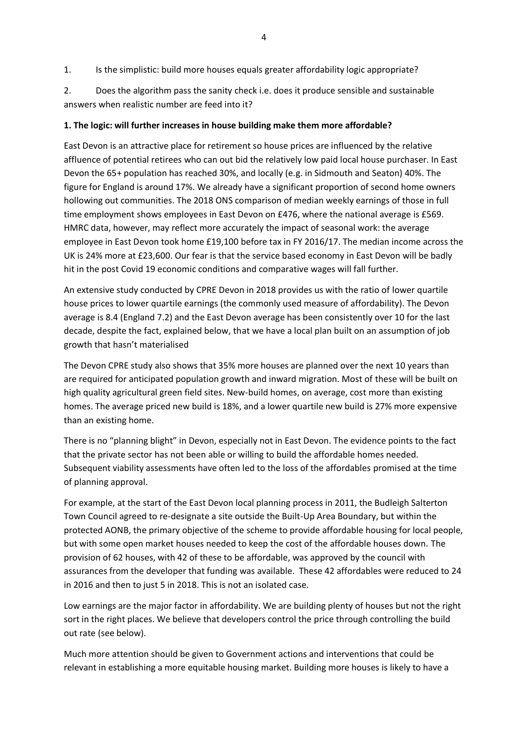1. Is the simplistic: build more houses equals greater affordability logic appropriate?

2. Does the algorithm pass the sanity check i.e. does it produce sensible and sustainable answers when realistic number are feed into it?

**1. The logic: will further increases in house building make them more affordable?**

East Devon is an attractive place for retirement so house prices are influenced by the relative affluence of potential retirees who can out bid the relatively low paid local house purchaser. In East Devon the 65+ population has reached 30%, and locally (e.g. in Sidmouth and Seaton) 40%. The figure for England is around 17%. We already have a significant proportion of second home owners hollowing out communities. The 2018 ONS comparison of median weekly earnings of those in full time employment shows employees in East Devon on £476, where the national average is £569. HMRC data, however, may reflect more accurately the impact of seasonal work: the average employee in East Devon took home £19,100 before tax in FY 2016/17. The median income across the UK is 24% more at £23,600. Our fear is that the service based economy in East Devon will be badly hit in the post Covid 19 economic conditions and comparative wages will fall further.

An extensive study conducted by CPRE Devon in 2018 provides us with the ratio of lower quartile house prices to lower quartile earnings (the commonly used measure of affordability). The Devon average is 8.4 (England 7.2) and the East Devon average has been consistently over 10 for the last decade, despite the fact, explained below, that we have a local plan built on an assumption of job growth that hasn't materialised

The Devon CPRE study also shows that 35% more houses are planned over the next 10 years than are required for anticipated population growth and inward migration. Most of these will be built on high quality agricultural green field sites. New-build homes, on average, cost more than existing homes. The average priced new build is 18%, and a lower quartile new build is 27% more expensive than an existing home.

There is no "planning blight" in Devon, especially not in East Devon. The evidence points to the fact that the private sector has not been able or willing to build the affordable homes needed. Subsequent viability assessments have often led to the loss of the affordables promised at the time of planning approval.

For example, at the start of the East Devon local planning process in 2011, the Budleigh Salterton Town Council agreed to re-designate a site outside the Built-Up Area Boundary, but within the protected AONB, the primary objective of the scheme to provide affordable housing for local people, but with some open market houses needed to keep the cost of the affordable houses down. The provision of 62 houses, with 42 of these to be affordable, was approved by the council with assurances from the developer that funding was available. These 42 affordables were reduced to 24 in 2016 and then to just 5 in 2018. This is not an isolated case.

Low earnings are the major factor in affordability. We are building plenty of houses but not the right sort in the right places. We believe that developers control the price through controlling the build out rate (see below).

Much more attention should be given to Government actions and interventions that could be relevant in establishing a more equitable housing market. Building more houses is likely to have a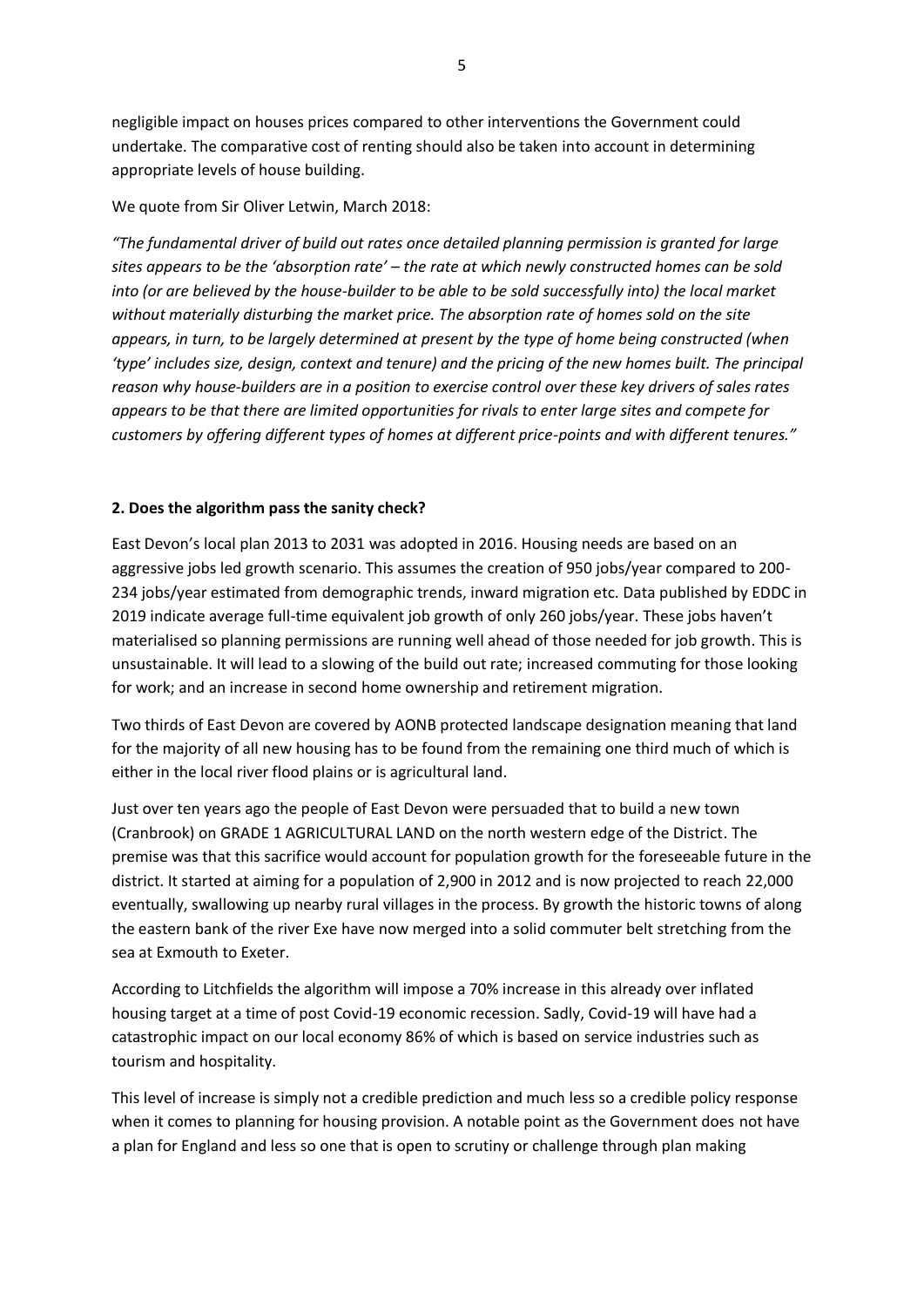negligible impact on houses prices compared to other interventions the Government could undertake. The comparative cost of renting should also be taken into account in determining appropriate levels of house building.

We quote from Sir Oliver Letwin, March 2018:

*"The fundamental driver of build out rates once detailed planning permission is granted for large sites appears to be the 'absorption rate' – the rate at which newly constructed homes can be sold into (or are believed by the house-builder to be able to be sold successfully into) the local market without materially disturbing the market price. The absorption rate of homes sold on the site appears, in turn, to be largely determined at present by the type of home being constructed (when 'type' includes size, design, context and tenure) and the pricing of the new homes built. The principal reason why house-builders are in a position to exercise control over these key drivers of sales rates appears to be that there are limited opportunities for rivals to enter large sites and compete for customers by offering different types of homes at different price-points and with different tenures."*

**2. Does the algorithm pass the sanity check?**

East Devon's local plan 2013 to 2031 was adopted in 2016. Housing needs are based on an aggressive jobs led growth scenario. This assumes the creation of 950 jobs/year compared to 200-234 jobs/year estimated from demographic trends, inward migration etc. Data published by EDDC in 2019 indicate average full-time equivalent job growth of only 260 jobs/year. These jobs haven't materialised so planning permissions are running well ahead of those needed for job growth. This is unsustainable. It will lead to a slowing of the build out rate; increased commuting for those looking for work; and an increase in second home ownership and retirement migration.

Two thirds of East Devon are covered by AONB protected landscape designation meaning that land for the majority of all new housing has to be found from the remaining one third much of which is either in the local river flood plains or is agricultural land.

Just over ten years ago the people of East Devon were persuaded that to build a new town (Cranbrook) on GRADE 1 AGRICULTURAL LAND on the north western edge of the District. The premise was that this sacrifice would account for population growth for the foreseeable future in the district. It started at aiming for a population of 2,900 in 2012 and is now projected to reach 22,000 eventually, swallowing up nearby rural villages in the process. By growth the historic towns of along the eastern bank of the river Exe have now merged into a solid commuter belt stretching from the sea at Exmouth to Exeter.

According to Litchfields the algorithm will impose a 70% increase in this already over inflated housing target at a time of post Covid-19 economic recession. Sadly, Covid-19 will have had a catastrophic impact on our local economy 86% of which is based on service industries such as tourism and hospitality.

This level of increase is simply not a credible prediction and much less so a credible policy response when it comes to planning for housing provision. A notable point as the Government does not have a plan for England and less so one that is open to scrutiny or challenge through plan making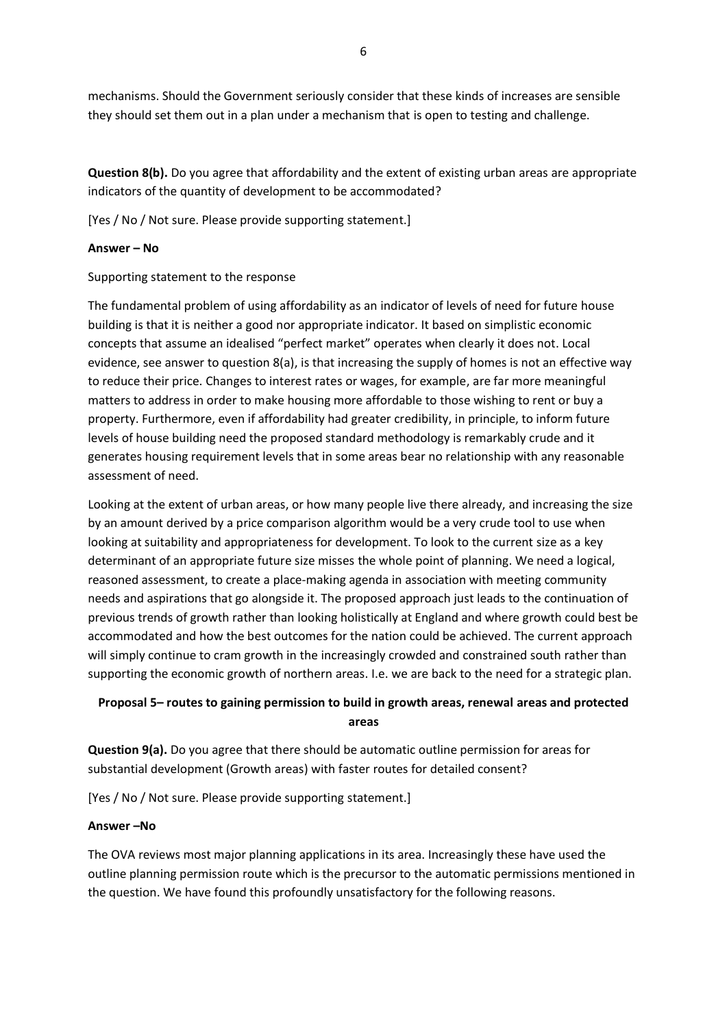mechanisms. Should the Government seriously consider that these kinds of increases are sensible they should set them out in a plan under a mechanism that is open to testing and challenge.

**Question 8(b).** Do you agree that affordability and the extent of existing urban areas are appropriate indicators of the quantity of development to be accommodated?

[Yes / No / Not sure. Please provide supporting statement.]

**Answer – No**

Supporting statement to the response

The fundamental problem of using affordability as an indicator of levels of need for future house building is that it is neither a good nor appropriate indicator. It based on simplistic economic concepts that assume an idealised "perfect market" operates when clearly it does not. Local evidence, see answer to question 8(a), is that increasing the supply of homes is not an effective way to reduce their price. Changes to interest rates or wages, for example, are far more meaningful matters to address in order to make housing more affordable to those wishing to rent or buy a property. Furthermore, even if affordability had greater credibility, in principle, to inform future levels of house building need the proposed standard methodology is remarkably crude and it generates housing requirement levels that in some areas bear no relationship with any reasonable assessment of need.

Looking at the extent of urban areas, or how many people live there already, and increasing the size by an amount derived by a price comparison algorithm would be a very crude tool to use when looking at suitability and appropriateness for development. To look to the current size as a key determinant of an appropriate future size misses the whole point of planning. We need a logical, reasoned assessment, to create a place-making agenda in association with meeting community needs and aspirations that go alongside it. The proposed approach just leads to the continuation of previous trends of growth rather than looking holistically at England and where growth could best be accommodated and how the best outcomes for the nation could be achieved. The current approach will simply continue to cram growth in the increasingly crowded and constrained south rather than supporting the economic growth of northern areas. I.e. we are back to the need for a strategic plan.

## Proposal 5– routes to gaining permission to build in growth areas, renewal areas and protected areas

**Question 9(a).** Do you agree that there should be automatic outline permission for areas for substantial development (Growth areas) with faster routes for detailed consent?

[Yes / No / Not sure. Please provide supporting statement.]

**Answer –No**

The OVA reviews most major planning applications in its area. Increasingly these have used the outline planning permission route which is the precursor to the automatic permissions mentioned in the question. We have found this profoundly unsatisfactory for the following reasons.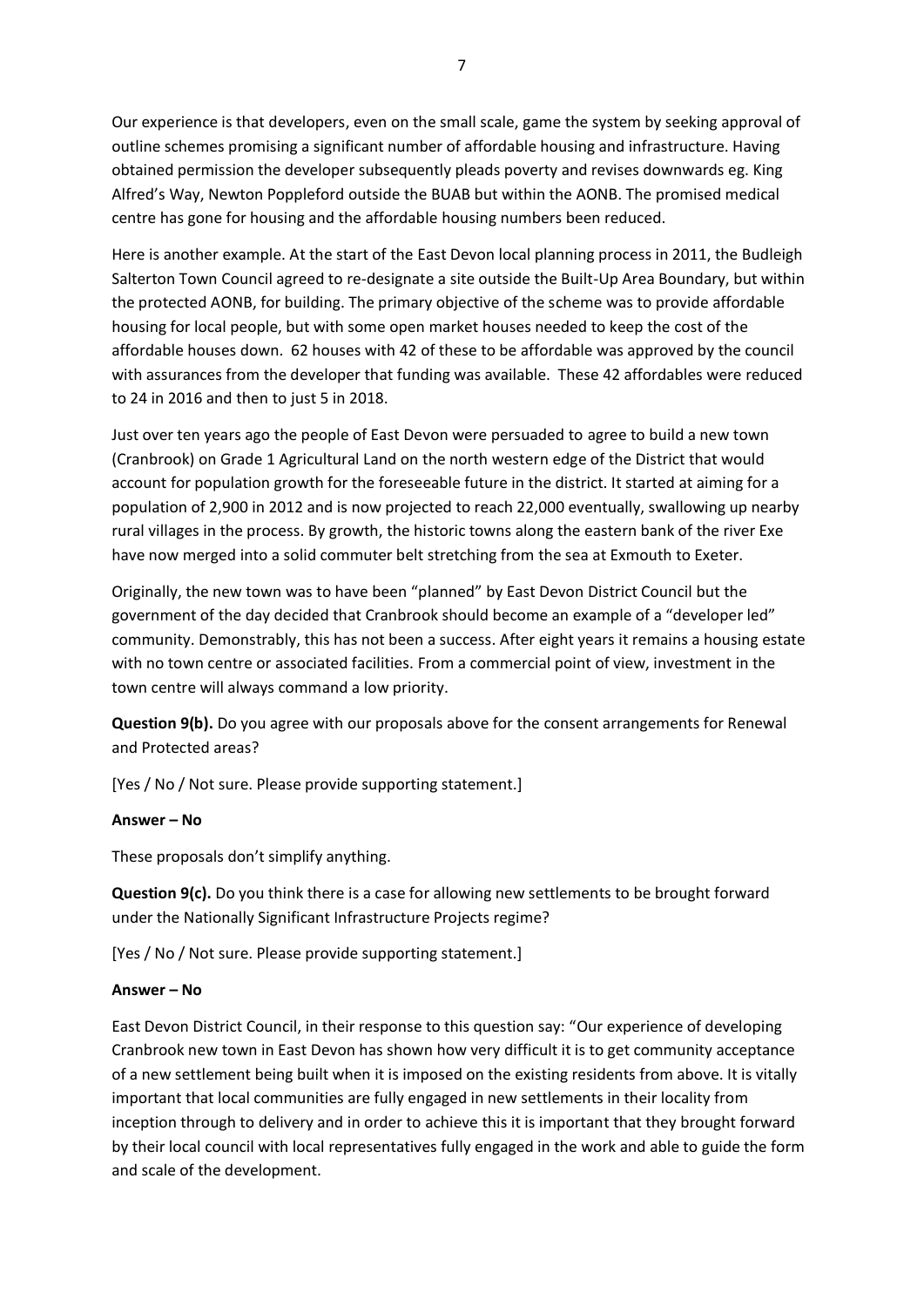Our experience is that developers, even on the small scale, game the system by seeking approval of outline schemes promising a significant number of affordable housing and infrastructure. Having obtained permission the developer subsequently pleads poverty and revises downwards eg. King Alfred's Way, Newton Poppleford outside the BUAB but within the AONB. The promised medical centre has gone for housing and the affordable housing numbers been reduced.

Here is another example. At the start of the East Devon local planning process in 2011, the Budleigh Salterton Town Council agreed to re-designate a site outside the Built-Up Area Boundary, but within the protected AONB, for building. The primary objective of the scheme was to provide affordable housing for local people, but with some open market houses needed to keep the cost of the affordable houses down. 62 houses with 42 of these to be affordable was approved by the council with assurances from the developer that funding was available. These 42 affordables were reduced to 24 in 2016 and then to just 5 in 2018.

Just over ten years ago the people of East Devon were persuaded to agree to build a new town (Cranbrook) on Grade 1 Agricultural Land on the north western edge of the District that would account for population growth for the foreseeable future in the district. It started at aiming for a population of 2,900 in 2012 and is now projected to reach 22,000 eventually, swallowing up nearby rural villages in the process. By growth, the historic towns along the eastern bank of the river Exe have now merged into a solid commuter belt stretching from the sea at Exmouth to Exeter.

Originally, the new town was to have been "planned" by East Devon District Council but the government of the day decided that Cranbrook should become an example of a "developer led" community. Demonstrably, this has not been a success. After eight years it remains a housing estate with no town centre or associated facilities. From a commercial point of view, investment in the town centre will always command a low priority.

**Question 9(b).** Do you agree with our proposals above for the consent arrangements for Renewal and Protected areas?

[Yes / No / Not sure. Please provide supporting statement.]

**Answer – No**

These proposals don't simplify anything.

**Question 9(c).** Do you think there is a case for allowing new settlements to be brought forward under the Nationally Significant Infrastructure Projects regime?

[Yes / No / Not sure. Please provide supporting statement.]

**Answer – No**

East Devon District Council, in their response to this question say: "Our experience of developing Cranbrook new town in East Devon has shown how very difficult it is to get community acceptance of a new settlement being built when it is imposed on the existing residents from above. It is vitally important that local communities are fully engaged in new settlements in their locality from inception through to delivery and in order to achieve this it is important that they brought forward by their local council with local representatives fully engaged in the work and able to guide the form and scale of the development.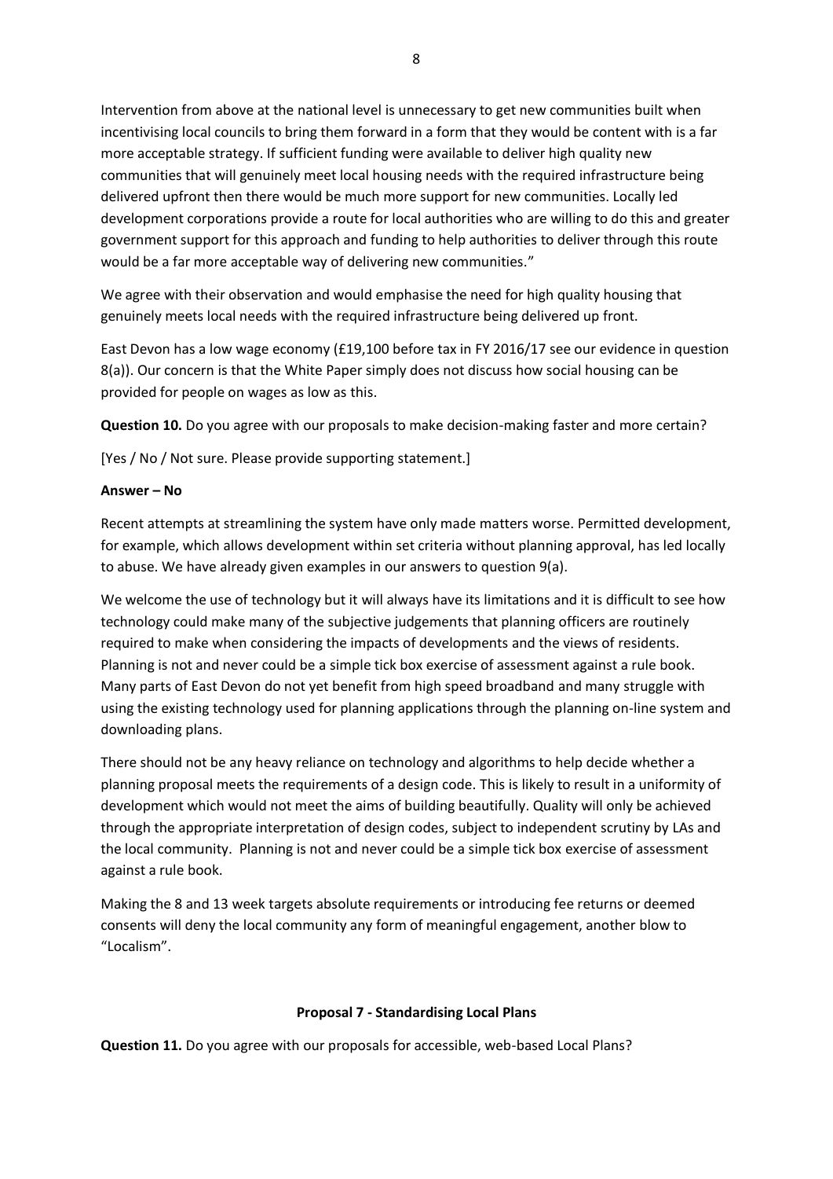Intervention from above at the national level is unnecessary to get new communities built when incentivising local councils to bring them forward in a form that they would be content with is a far more acceptable strategy. If sufficient funding were available to deliver high quality new communities that will genuinely meet local housing needs with the required infrastructure being delivered upfront then there would be much more support for new communities. Locally led development corporations provide a route for local authorities who are willing to do this and greater government support for this approach and funding to help authorities to deliver through this route would be a far more acceptable way of delivering new communities."

We agree with their observation and would emphasise the need for high quality housing that genuinely meets local needs with the required infrastructure being delivered up front.

East Devon has a low wage economy (£19,100 before tax in FY 2016/17 see our evidence in question 8(a)). Our concern is that the White Paper simply does not discuss how social housing can be provided for people on wages as low as this.

**Question 10.** Do you agree with our proposals to make decision-making faster and more certain?

[Yes / No / Not sure. Please provide supporting statement.]

**Answer – No**

Recent attempts at streamlining the system have only made matters worse. Permitted development, for example, which allows development within set criteria without planning approval, has led locally to abuse. We have already given examples in our answers to question 9(a).

We welcome the use of technology but it will always have its limitations and it is difficult to see how technology could make many of the subjective judgements that planning officers are routinely required to make when considering the impacts of developments and the views of residents. Planning is not and never could be a simple tick box exercise of assessment against a rule book. Many parts of East Devon do not yet benefit from high speed broadband and many struggle with using the existing technology used for planning applications through the planning on-line system and downloading plans.

There should not be any heavy reliance on technology and algorithms to help decide whether a planning proposal meets the requirements of a design code. This is likely to result in a uniformity of development which would not meet the aims of building beautifully. Quality will only be achieved through the appropriate interpretation of design codes, subject to independent scrutiny by LAs and the local community. Planning is not and never could be a simple tick box exercise of assessment against a rule book.

Making the 8 and 13 week targets absolute requirements or introducing fee returns or deemed consents will deny the local community any form of meaningful engagement, another blow to "Localism".

**Proposal 7 - Standardising Local Plans**

**Question 11.** Do you agree with our proposals for accessible, web-based Local Plans?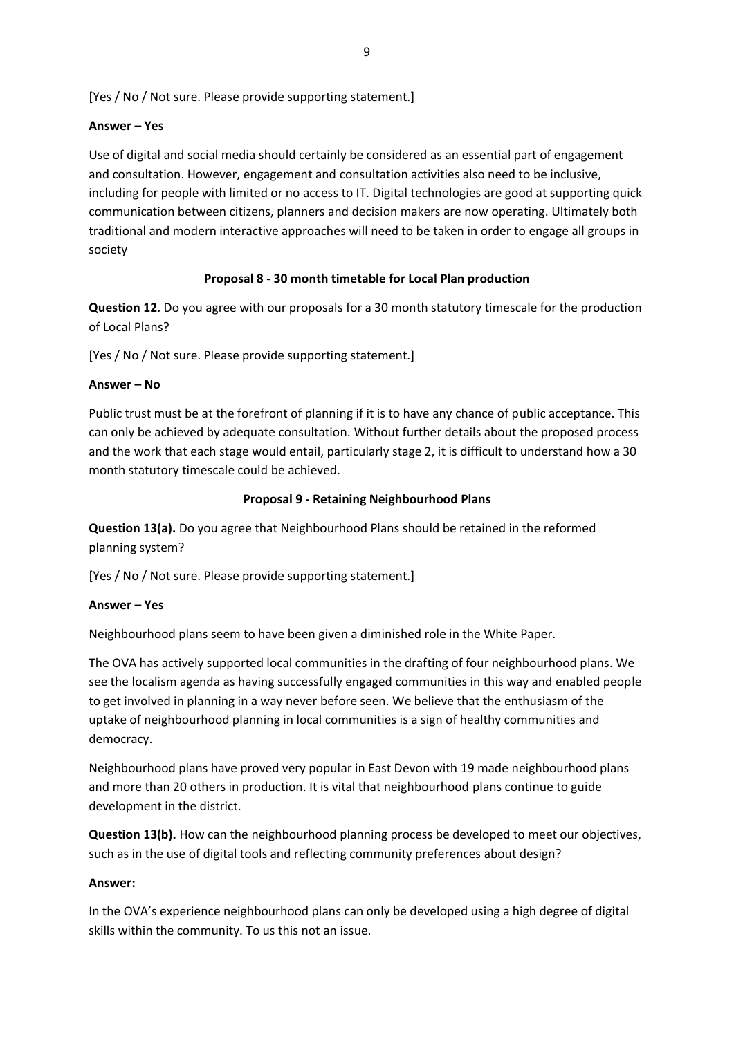[Yes / No / Not sure. Please provide supporting statement.]

**Answer – Yes**

Use of digital and social media should certainly be considered as an essential part of engagement and consultation. However, engagement and consultation activities also need to be inclusive, including for people with limited or no access to IT. Digital technologies are good at supporting quick communication between citizens, planners and decision makers are now operating. Ultimately both traditional and modern interactive approaches will need to be taken in order to engage all groups in society

**Proposal 8 - 30 month timetable for Local Plan production**

**Question 12.** Do you agree with our proposals for a 30 month statutory timescale for the production of Local Plans?

[Yes / No / Not sure. Please provide supporting statement.]

**Answer – No**

Public trust must be at the forefront of planning if it is to have any chance of public acceptance. This can only be achieved by adequate consultation. Without further details about the proposed process and the work that each stage would entail, particularly stage 2, it is difficult to understand how a 30 month statutory timescale could be achieved.

**Proposal 9 - Retaining Neighbourhood Plans**

**Question 13(a).** Do you agree that Neighbourhood Plans should be retained in the reformed planning system?

[Yes / No / Not sure. Please provide supporting statement.]

**Answer – Yes**

Neighbourhood plans seem to have been given a diminished role in the White Paper.

The OVA has actively supported local communities in the drafting of four neighbourhood plans. We see the localism agenda as having successfully engaged communities in this way and enabled people to get involved in planning in a way never before seen. We believe that the enthusiasm of the uptake of neighbourhood planning in local communities is a sign of healthy communities and democracy.

Neighbourhood plans have proved very popular in East Devon with 19 made neighbourhood plans and more than 20 others in production. It is vital that neighbourhood plans continue to guide development in the district.

**Question 13(b).** How can the neighbourhood planning process be developed to meet our objectives, such as in the use of digital tools and reflecting community preferences about design?

**Answer:**

In the OVA's experience neighbourhood plans can only be developed using a high degree of digital skills within the community. To us this not an issue.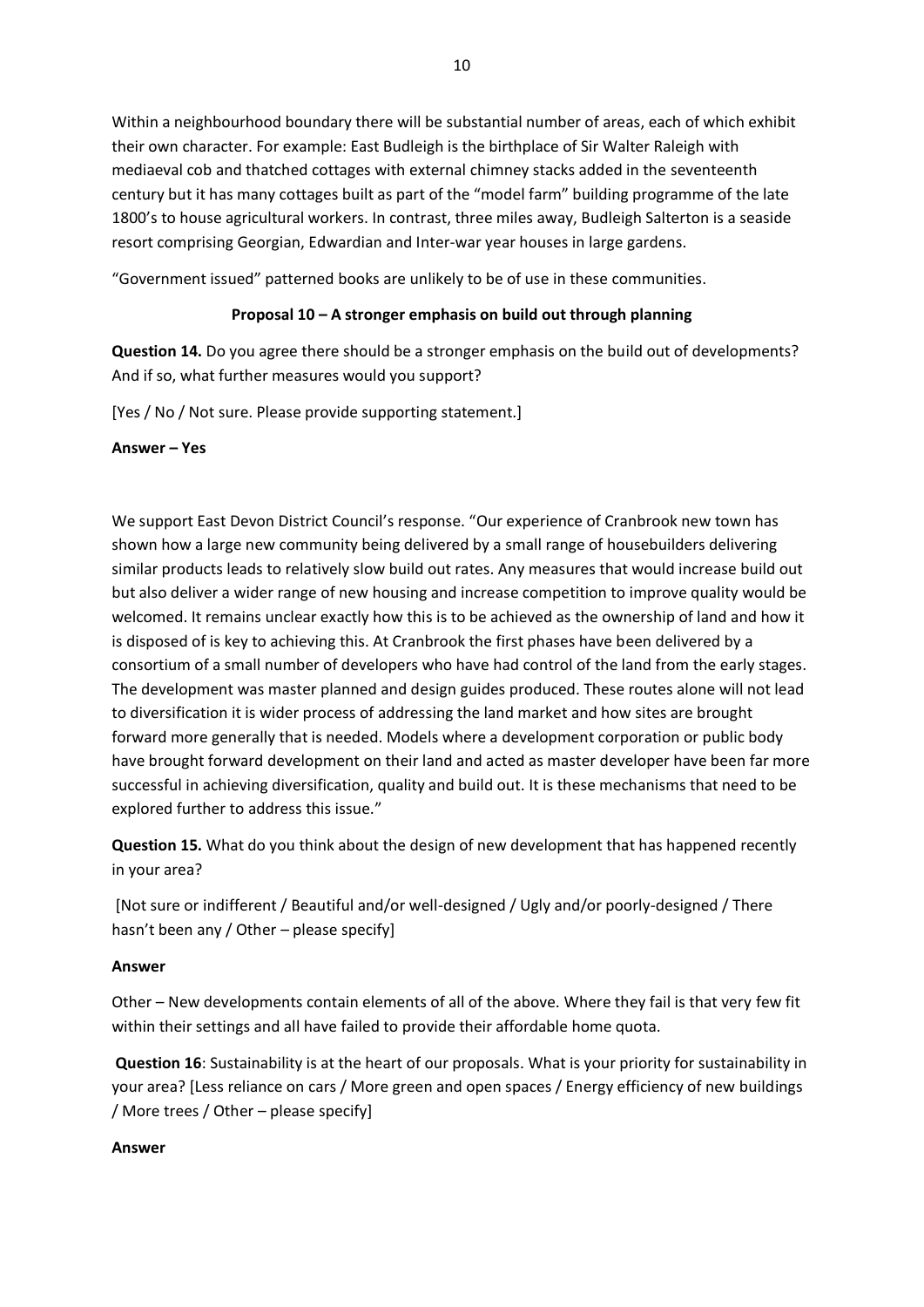Within a neighbourhood boundary there will be substantial number of areas, each of which exhibit their own character. For example: East Budleigh is the birthplace of Sir Walter Raleigh with mediaeval cob and thatched cottages with external chimney stacks added in the seventeenth century but it has many cottages built as part of the "model farm" building programme of the late 1800's to house agricultural workers. In contrast, three miles away, Budleigh Salterton is a seaside resort comprising Georgian, Edwardian and Inter-war year houses in large gardens.

"Government issued" patterned books are unlikely to be of use in these communities.

**Proposal 10 – A stronger emphasis on build out through planning**

**Question 14.** Do you agree there should be a stronger emphasis on the build out of developments? And if so, what further measures would you support?

[Yes / No / Not sure. Please provide supporting statement.]

**Answer – Yes**

We support East Devon District Council's response. "Our experience of Cranbrook new town has shown how a large new community being delivered by a small range of housebuilders delivering similar products leads to relatively slow build out rates. Any measures that would increase build out but also deliver a wider range of new housing and increase competition to improve quality would be welcomed. It remains unclear exactly how this is to be achieved as the ownership of land and how it is disposed of is key to achieving this. At Cranbrook the first phases have been delivered by a consortium of a small number of developers who have had control of the land from the early stages. The development was master planned and design guides produced. These routes alone will not lead to diversification it is wider process of addressing the land market and how sites are brought forward more generally that is needed. Models where a development corporation or public body have brought forward development on their land and acted as master developer have been far more successful in achieving diversification, quality and build out. It is these mechanisms that need to be explored further to address this issue."

**Question 15.** What do you think about the design of new development that has happened recently in your area?

[Not sure or indifferent / Beautiful and/or well-designed / Ugly and/or poorly-designed / There hasn't been any / Other – please specify]

**Answer**

Other – New developments contain elements of all of the above. Where they fail is that very few fit within their settings and all have failed to provide their affordable home quota.

**Question 16**: Sustainability is at the heart of our proposals. What is your priority for sustainability in your area? [Less reliance on cars / More green and open spaces / Energy efficiency of new buildings / More trees / Other – please specify]

**Answer**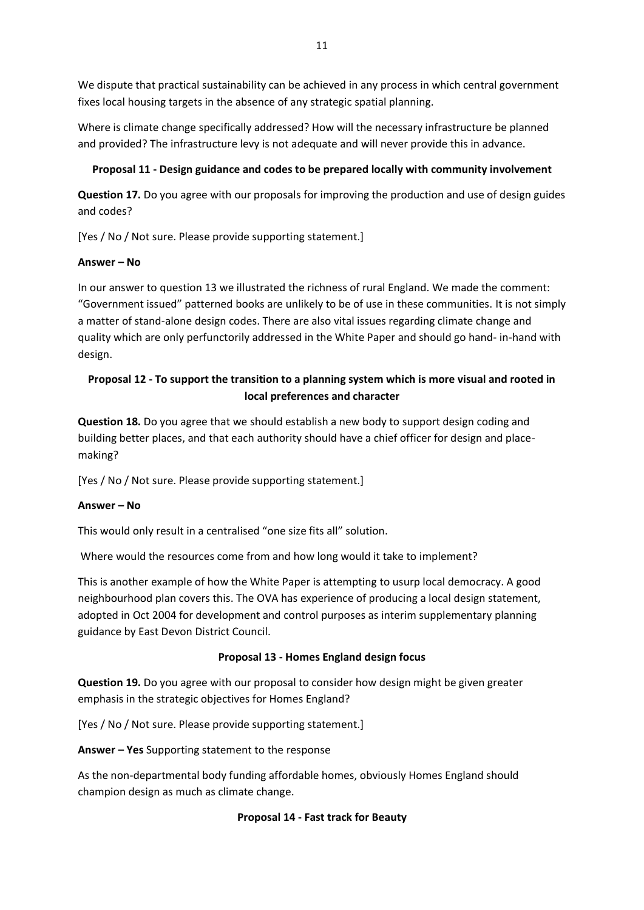We dispute that practical sustainability can be achieved in any process in which central government fixes local housing targets in the absence of any strategic spatial planning.

Where is climate change specifically addressed? How will the necessary infrastructure be planned and provided? The infrastructure levy is not adequate and will never provide this in advance.

**Proposal 11 - Design guidance and codes to be prepared locally with community involvement**

**Question 17.** Do you agree with our proposals for improving the production and use of design guides and codes?

[Yes / No / Not sure. Please provide supporting statement.]

**Answer – No**

In our answer to question 13 we illustrated the richness of rural England. We made the comment: "Government issued" patterned books are unlikely to be of use in these communities. It is not simply a matter of stand-alone design codes. There are also vital issues regarding climate change and quality which are only perfunctorily addressed in the White Paper and should go hand- in-hand with design.

**Proposal 12 - To support the transition to a planning system which is more visual and rooted in local preferences and character**

**Question 18.** Do you agree that we should establish a new body to support design coding and building better places, and that each authority should have a chief officer for design and place-making?

[Yes / No / Not sure. Please provide supporting statement.]

**Answer – No**

This would only result in a centralised "one size fits all" solution.

Where would the resources come from and how long would it take to implement?

This is another example of how the White Paper is attempting to usurp local democracy. A good neighbourhood plan covers this. The OVA has experience of producing a local design statement, adopted in Oct 2004 for development and control purposes as interim supplementary planning guidance by East Devon District Council.

**Proposal 13 - Homes England design focus**

**Question 19.** Do you agree with our proposal to consider how design might be given greater emphasis in the strategic objectives for Homes England?

[Yes / No / Not sure. Please provide supporting statement.]

**Answer – Yes** Supporting statement to the response

As the non-departmental body funding affordable homes, obviously Homes England should champion design as much as climate change.

**Proposal 14 - Fast track for Beauty**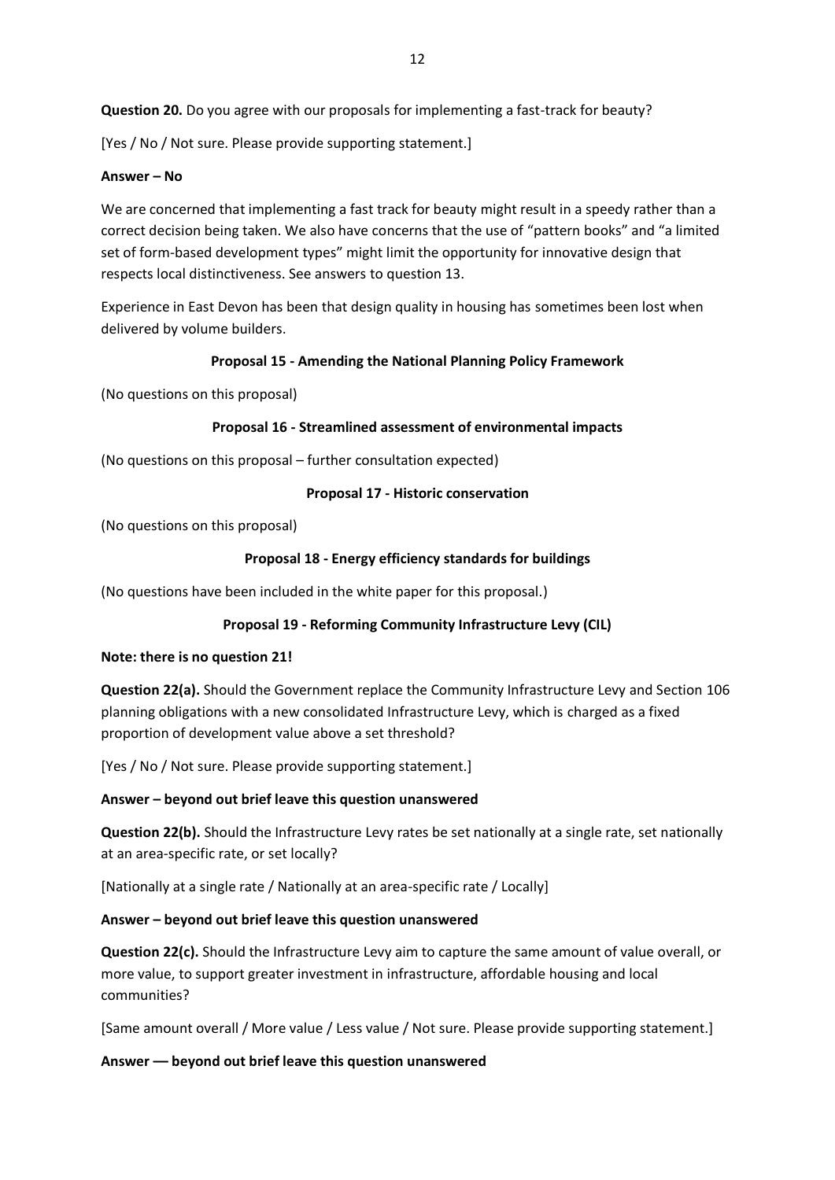**Question 20.** Do you agree with our proposals for implementing a fast-track for beauty?

[Yes / No / Not sure. Please provide supporting statement.]

**Answer – No**

We are concerned that implementing a fast track for beauty might result in a speedy rather than a correct decision being taken. We also have concerns that the use of "pattern books" and "a limited set of form-based development types" might limit the opportunity for innovative design that respects local distinctiveness. See answers to question 13.

Experience in East Devon has been that design quality in housing has sometimes been lost when delivered by volume builders.

**Proposal 15 - Amending the National Planning Policy Framework**

(No questions on this proposal)

**Proposal 16 - Streamlined assessment of environmental impacts**

(No questions on this proposal – further consultation expected)

**Proposal 17 - Historic conservation**

(No questions on this proposal)

**Proposal 18 - Energy efficiency standards for buildings**

(No questions have been included in the white paper for this proposal.)

**Proposal 19 - Reforming Community Infrastructure Levy (CIL)**

**Note: there is no question 21!**

**Question 22(a).** Should the Government replace the Community Infrastructure Levy and Section 106 planning obligations with a new consolidated Infrastructure Levy, which is charged as a fixed proportion of development value above a set threshold?

[Yes / No / Not sure. Please provide supporting statement.]

**Answer – beyond out brief leave this question unanswered**

**Question 22(b).** Should the Infrastructure Levy rates be set nationally at a single rate, set nationally at an area-specific rate, or set locally?

[Nationally at a single rate / Nationally at an area-specific rate / Locally]

**Answer – beyond out brief leave this question unanswered**

**Question 22(c).** Should the Infrastructure Levy aim to capture the same amount of value overall, or more value, to support greater investment in infrastructure, affordable housing and local communities?

[Same amount overall / More value / Less value / Not sure. Please provide supporting statement.]

**Answer –– beyond out brief leave this question unanswered**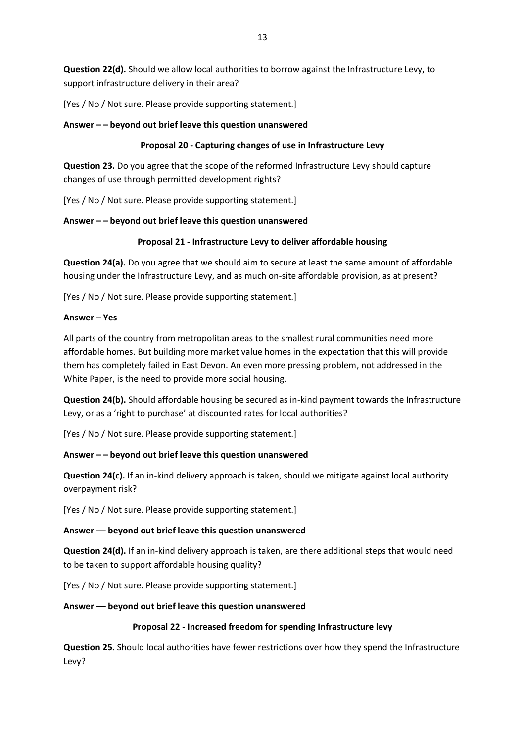**Question 22(d).** Should we allow local authorities to borrow against the Infrastructure Levy, to support infrastructure delivery in their area?

[Yes / No / Not sure. Please provide supporting statement.]

**Answer – – beyond out brief leave this question unanswered**

**Proposal 20 - Capturing changes of use in Infrastructure Levy**

**Question 23.** Do you agree that the scope of the reformed Infrastructure Levy should capture changes of use through permitted development rights?

[Yes / No / Not sure. Please provide supporting statement.]

**Answer – – beyond out brief leave this question unanswered**

**Proposal 21 - Infrastructure Levy to deliver affordable housing**

**Question 24(a).** Do you agree that we should aim to secure at least the same amount of affordable housing under the Infrastructure Levy, and as much on-site affordable provision, as at present?

[Yes / No / Not sure. Please provide supporting statement.]

**Answer – Yes**

All parts of the country from metropolitan areas to the smallest rural communities need more affordable homes. But building more market value homes in the expectation that this will provide them has completely failed in East Devon. An even more pressing problem, not addressed in the White Paper, is the need to provide more social housing.

**Question 24(b).** Should affordable housing be secured as in-kind payment towards the Infrastructure Levy, or as a 'right to purchase' at discounted rates for local authorities?

[Yes / No / Not sure. Please provide supporting statement.]

**Answer – – beyond out brief leave this question unanswered**

**Question 24(c).** If an in-kind delivery approach is taken, should we mitigate against local authority overpayment risk?

[Yes / No / Not sure. Please provide supporting statement.]

**Answer –– beyond out brief leave this question unanswered**

**Question 24(d).** If an in-kind delivery approach is taken, are there additional steps that would need to be taken to support affordable housing quality?

[Yes / No / Not sure. Please provide supporting statement.]

**Answer –– beyond out brief leave this question unanswered**

**Proposal 22 - Increased freedom for spending Infrastructure levy**

**Question 25.** Should local authorities have fewer restrictions over how they spend the Infrastructure Levy?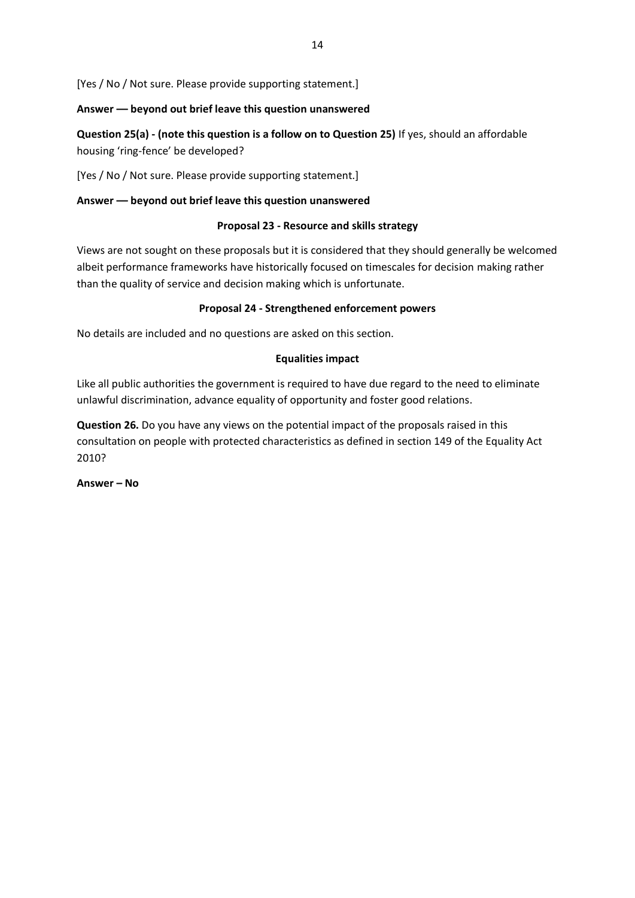[Yes / No / Not sure. Please provide supporting statement.]

**Answer –– beyond out brief leave this question unanswered**

**Question 25(a) - (note this question is a follow on to Question 25)** If yes, should an affordable housing 'ring-fence' be developed?

[Yes / No / Not sure. Please provide supporting statement.]

**Answer –– beyond out brief leave this question unanswered**

**Proposal 23 - Resource and skills strategy**

Views are not sought on these proposals but it is considered that they should generally be welcomed albeit performance frameworks have historically focused on timescales for decision making rather than the quality of service and decision making which is unfortunate.

**Proposal 24 - Strengthened enforcement powers**

No details are included and no questions are asked on this section.

**Equalities impact**

Like all public authorities the government is required to have due regard to the need to eliminate unlawful discrimination, advance equality of opportunity and foster good relations.

**Question 26.** Do you have any views on the potential impact of the proposals raised in this consultation on people with protected characteristics as defined in section 149 of the Equality Act 2010?

**Answer – No**